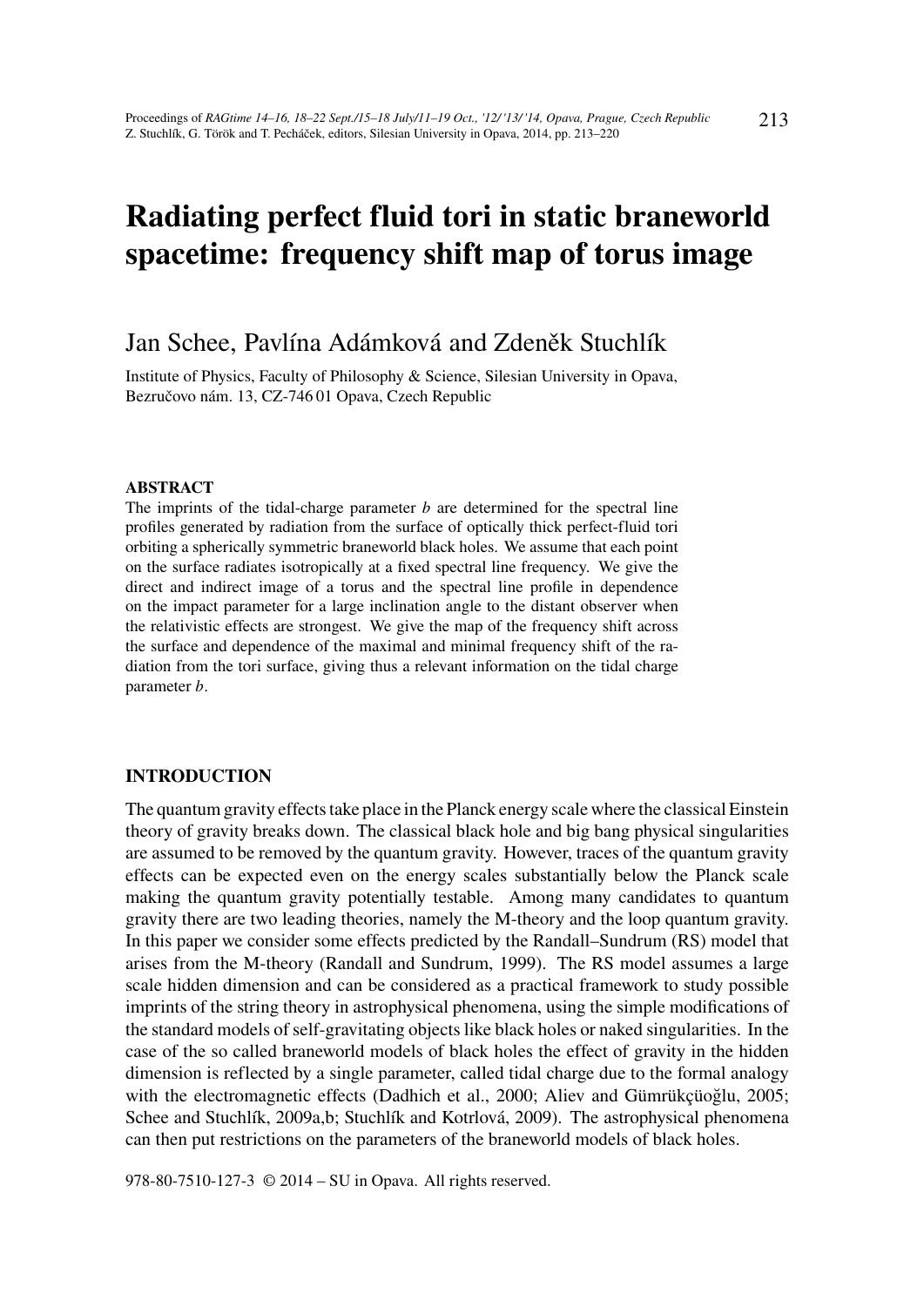# Radiating perfect fluid tori in static braneworld spacetime: frequency shift map of torus image

Jan Schee, Pavlína Adámková and Zdeněk Stuchlík

Institute of Physics, Faculty of Philosophy & Science, Silesian University in Opava, Bezručovo nám. 13, CZ-746 01 Opava, Czech Republic

## ABSTRACT

The imprints of the tidal-charge parameter $b$ are determined for the spectral line profiles generated by radiation from the surface of optically thick perfect-fluid tori orbiting a spherically symmetric braneworld black holes. We assume that each point on the surface radiates isotropically at a fixed spectral line frequency. We give the direct and indirect image of a torus and the spectral line profile in dependence on the impact parameter for a large inclination angle to the distant observer when the relativistic effects are strongest. We give the map of the frequency shift across the surface and dependence of the maximal and minimal frequency shift of the radiation from the tori surface, giving thus a relevant information on the tidal charge parameter $b$.

## INTRODUCTION

The quantum gravity effects take place in the Planck energy scale where the classical Einstein theory of gravity breaks down. The classical black hole and big bang physical singularities are assumed to be removed by the quantum gravity. However, traces of the quantum gravity effects can be expected even on the energy scales substantially below the Planck scale making the quantum gravity potentially testable. Among many candidates to quantum gravity there are two leading theories, namely the M-theory and the loop quantum gravity. In this paper we consider some effects predicted by the Randall–Sundrum (RS) model that arises from the M-theory (Randall and Sundrum, 1999). The RS model assumes a large scale hidden dimension and can be considered as a practical framework to study possible imprints of the string theory in astrophysical phenomena, using the simple modifications of the standard models of self-gravitating objects like black holes or naked singularities. In the case of the so called braneworld models of black holes the effect of gravity in the hidden dimension is reflected by a single parameter, called tidal charge due to the formal analogy with the electromagnetic effects (Dadhich et al., 2000; Aliev and Gümrükçüoğlu, 2005; Schee and Stuchlík, 2009a,b; Stuchlík and Kotrlová, 2009). The astrophysical phenomena can then put restrictions on the parameters of the braneworld models of black holes.

978-80-7510-127-3 © 2014 – SU in Opava. All rights reserved.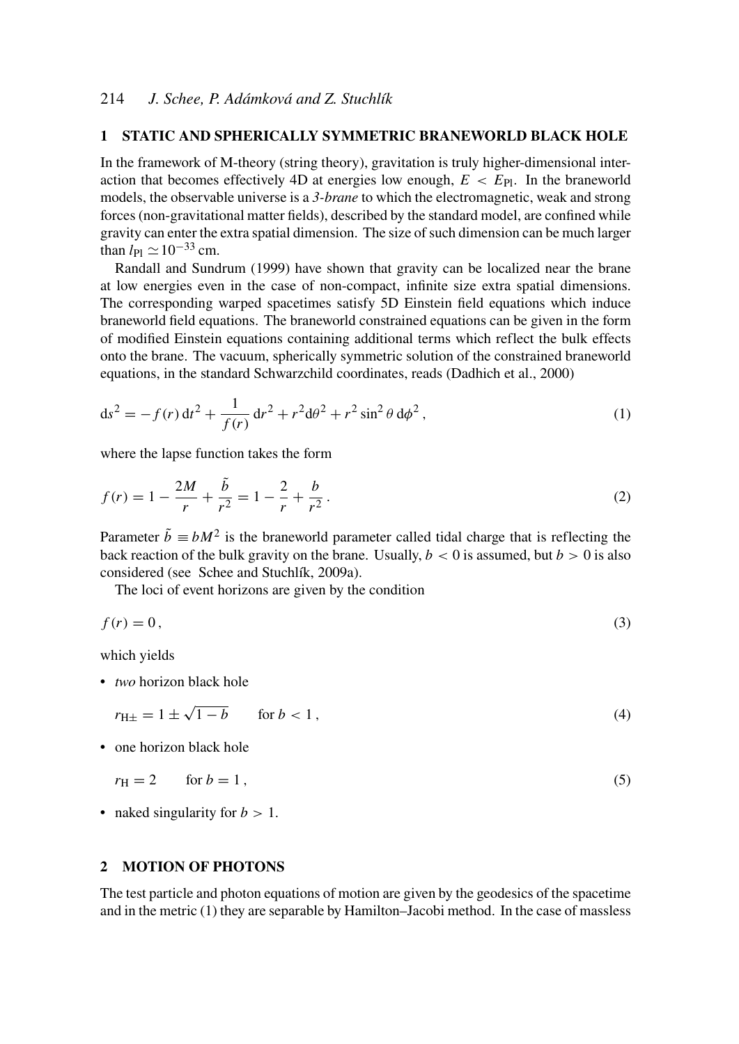## 1 STATIC AND SPHERICALLY SYMMETRIC BRANEWORLD BLACK HOLE

In the framework of M-theory (string theory), gravitation is truly higher-dimensional interaction that becomes effectively 4D at energies low enough, $E < E_{\mathrm{Pl}}$. In the braneworld models, the observable universe is a *3-brane* to which the electromagnetic, weak and strong forces (non-gravitational matter fields), described by the standard model, are confined while gravity can enter the extra spatial dimension. The size of such dimension can be much larger than $l_{\mathrm{Pl}} \simeq 10^{-33}$ cm.

Randall and Sundrum (1999) have shown that gravity can be localized near the brane at low energies even in the case of non-compact, infinite size extra spatial dimensions. The corresponding warped spacetimes satisfy 5D Einstein field equations which induce braneworld field equations. The braneworld constrained equations can be given in the form of modified Einstein equations containing additional terms which reflect the bulk effects onto the brane. The vacuum, spherically symmetric solution of the constrained braneworld equations, in the standard Schwarzchild coordinates, reads (Dadhich et al., 2000)

$$\mathrm{d}s^2 = -f(r)\,\mathrm{d}t^2 + \frac{1}{f(r)}\,\mathrm{d}r^2 + r^2\mathrm{d}\theta^2 + r^2\sin^2\theta\,\mathrm{d}\phi^2\,, \tag{1}$$

where the lapse function takes the form

$$f(r) = 1 - \frac{2M}{r} + \frac{\tilde{b}}{r^2} = 1 - \frac{2}{r} + \frac{b}{r^2}\,. \tag{2}$$

Parameter $\tilde{b} \equiv bM^2$ is the braneworld parameter called tidal charge that is reflecting the back reaction of the bulk gravity on the brane. Usually, $b < 0$ is assumed, but $b > 0$ is also considered (see Schee and Stuchlík, 2009a).

The loci of event horizons are given by the condition

$$f(r) = 0\,, \tag{3}$$

which yields

- *two* horizon black hole

$$r_{\mathrm{H}\pm} = 1 \pm \sqrt{1-b} \qquad \text{for } b < 1\,, \tag{4}$$

- one horizon black hole

$$r_{\mathrm{H}} = 2 \qquad \text{for } b = 1\,, \tag{5}$$

- naked singularity for $b > 1$.

## 2 MOTION OF PHOTONS

The test particle and photon equations of motion are given by the geodesics of the spacetime and in the metric (1) they are separable by Hamilton–Jacobi method. In the case of massless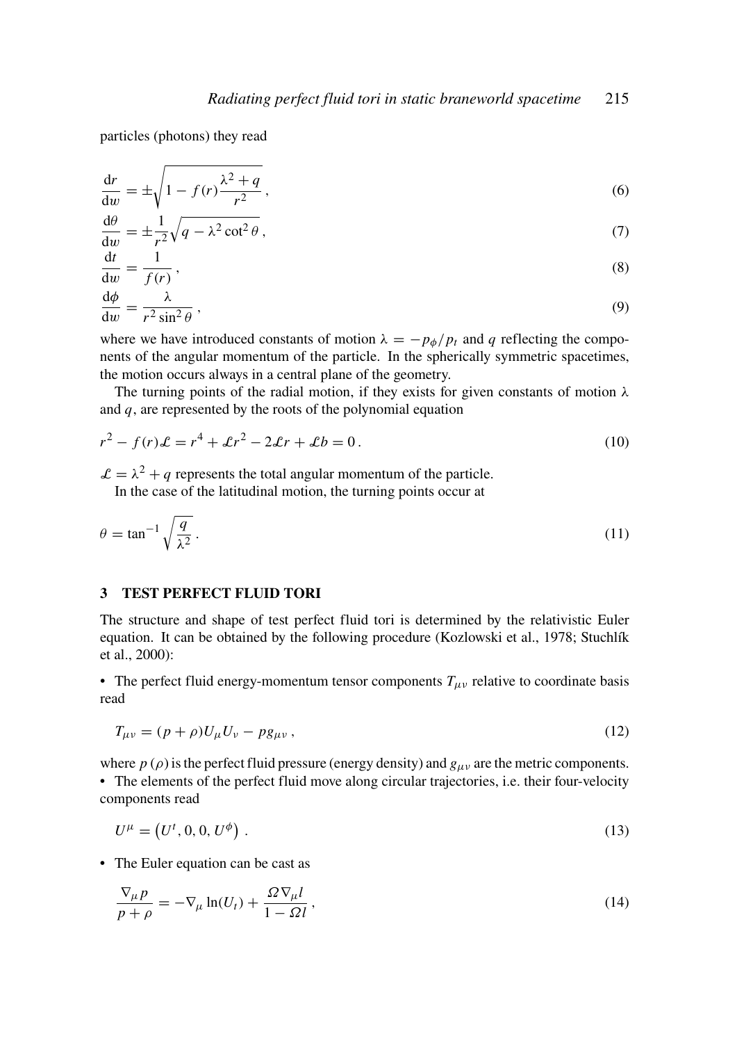particles (photons) they read

$$\frac{\mathrm{d}r}{\mathrm{d}w} = \pm\sqrt{1 - f(r)\frac{\lambda^2 + q}{r^2}}\,, \tag{6}$$

$$\frac{\mathrm{d}\theta}{\mathrm{d}w} = \pm\frac{1}{r^2}\sqrt{q - \lambda^2\cot^2\theta}\,, \tag{7}$$

$$\frac{\mathrm{d}t}{\mathrm{d}w} = \frac{1}{f(r)}\,, \tag{8}$$

$$\frac{\mathrm{d}\phi}{\mathrm{d}w} = \frac{\lambda}{r^2\sin^2\theta}\,, \tag{9}$$

where we have introduced constants of motion $\lambda = -p_\phi/p_t$ and $q$ reflecting the components of the angular momentum of the particle. In the spherically symmetric spacetimes, the motion occurs always in a central plane of the geometry.

The turning points of the radial motion, if they exists for given constants of motion $\lambda$ and $q$, are represented by the roots of the polynomial equation

$$r^2 - f(r)\mathcal{L} = r^4 + \mathcal{L}r^2 - 2\mathcal{L}r + \mathcal{L}b = 0\,. \tag{10}$$

$\mathcal{L} = \lambda^2 + q$ represents the total angular momentum of the particle.

In the case of the latitudinal motion, the turning points occur at

$$\theta = \tan^{-1}\sqrt{\frac{q}{\lambda^2}}\,. \tag{11}$$

## 3 TEST PERFECT FLUID TORI

The structure and shape of test perfect fluid tori is determined by the relativistic Euler equation. It can be obtained by the following procedure (Kozlowski et al., 1978; Stuchlík et al., 2000):

- The perfect fluid energy-momentum tensor components $T_{\mu\nu}$ relative to coordinate basis read

$$T_{\mu\nu} = (p + \rho)U_\mu U_\nu - p g_{\mu\nu}\,, \tag{12}$$

where $p$ ($\rho$) is the perfect fluid pressure (energy density) and $g_{\mu\nu}$ are the metric components.

- The elements of the perfect fluid move along circular trajectories, i.e. their four-velocity components read

$$U^\mu = \left(U^t, 0, 0, U^\phi\right)\,. \tag{13}$$

- The Euler equation can be cast as

$$\frac{\nabla_\mu p}{p + \rho} = -\nabla_\mu \ln(U_t) + \frac{\Omega \nabla_\mu l}{1 - \Omega l}\,, \tag{14}$$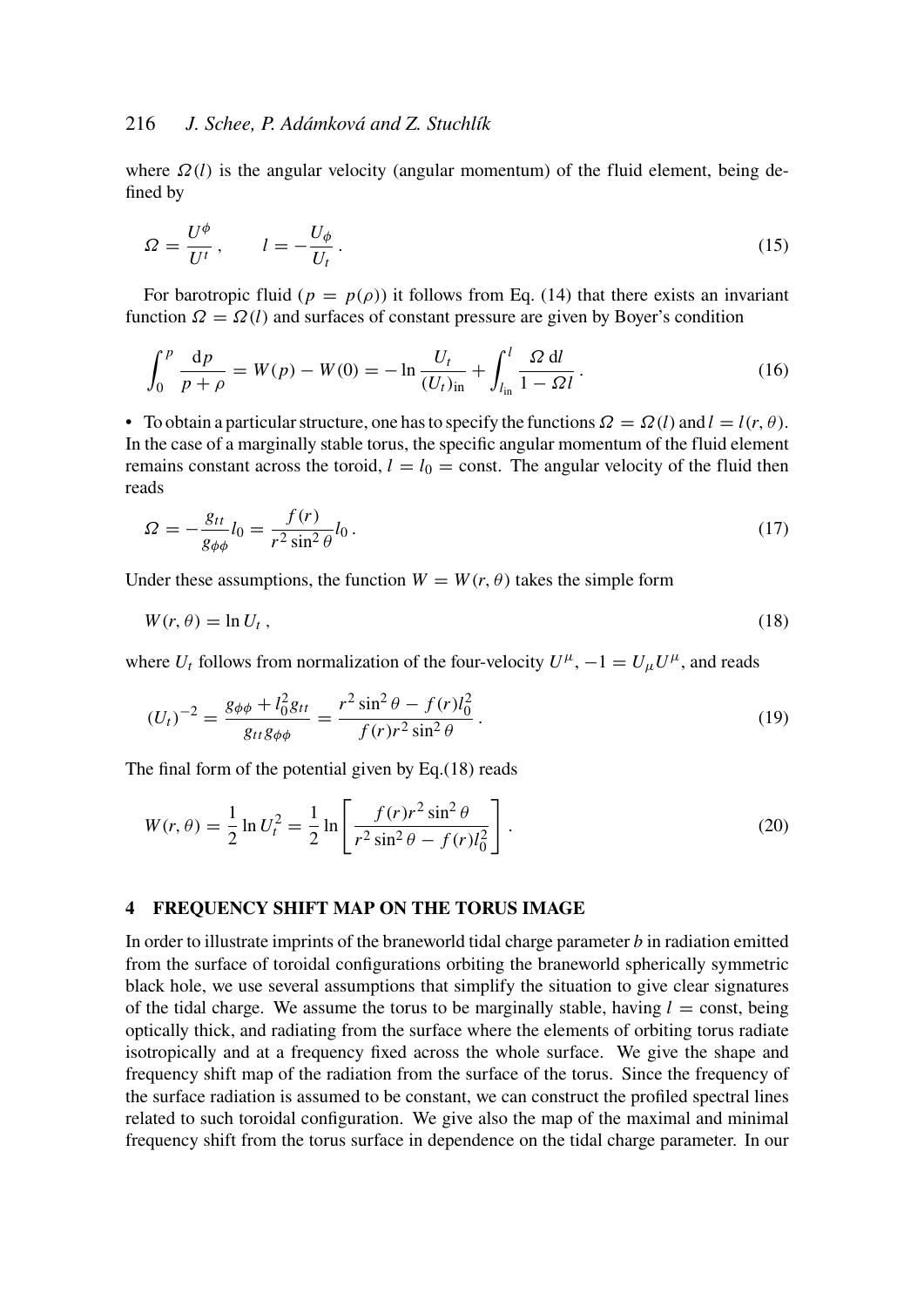where $\Omega(l)$ is the angular velocity (angular momentum) of the fluid element, being defined by

$$\Omega = \frac{U^{\phi}}{U^{t}}, \qquad l = -\frac{U_{\phi}}{U_{t}}. \tag{15}$$

For barotropic fluid ($p = p(\rho)$) it follows from Eq. (14) that there exists an invariant function $\Omega = \Omega(l)$ and surfaces of constant pressure are given by Boyer's condition

$$\int_0^p \frac{\mathrm{d}p}{p+\rho} = W(p) - W(0) = -\ln\frac{U_t}{(U_t)_{\text{in}}} + \int_{l_{\text{in}}}^{l} \frac{\Omega\, \mathrm{d}l}{1-\Omega l}. \tag{16}$$

- To obtain a particular structure, one has to specify the functions $\Omega = \Omega(l)$ and $l = l(r,\theta)$. In the case of a marginally stable torus, the specific angular momentum of the fluid element remains constant across the toroid, $l = l_0 = \text{const}$. The angular velocity of the fluid then reads

$$\Omega = -\frac{g_{tt}}{g_{\phi\phi}} l_0 = \frac{f(r)}{r^2\sin^2\theta} l_0. \tag{17}$$

Under these assumptions, the function $W = W(r,\theta)$ takes the simple form

$$W(r,\theta) = \ln U_t, \tag{18}$$

where $U_t$ follows from normalization of the four-velocity $U^{\mu}$, $-1 = U_{\mu}U^{\mu}$, and reads

$$(U_t)^{-2} = \frac{g_{\phi\phi} + l_0^2 g_{tt}}{g_{tt}g_{\phi\phi}} = \frac{r^2\sin^2\theta - f(r)l_0^2}{f(r)r^2\sin^2\theta}. \tag{19}$$

The final form of the potential given by Eq.(18) reads

$$W(r,\theta) = \frac{1}{2}\ln U_t^2 = \frac{1}{2}\ln\left[\frac{f(r)r^2\sin^2\theta}{r^2\sin^2\theta - f(r)l_0^2}\right]. \tag{20}$$

## 4 FREQUENCY SHIFT MAP ON THE TORUS IMAGE

In order to illustrate imprints of the braneworld tidal charge parameter $b$ in radiation emitted from the surface of toroidal configurations orbiting the braneworld spherically symmetric black hole, we use several assumptions that simplify the situation to give clear signatures of the tidal charge. We assume the torus to be marginally stable, having $l = \text{const}$, being optically thick, and radiating from the surface where the elements of orbiting torus radiate isotropically and at a frequency fixed across the whole surface. We give the shape and frequency shift map of the radiation from the surface of the torus. Since the frequency of the surface radiation is assumed to be constant, we can construct the profiled spectral lines related to such toroidal configuration. We give also the map of the maximal and minimal frequency shift from the torus surface in dependence on the tidal charge parameter. In our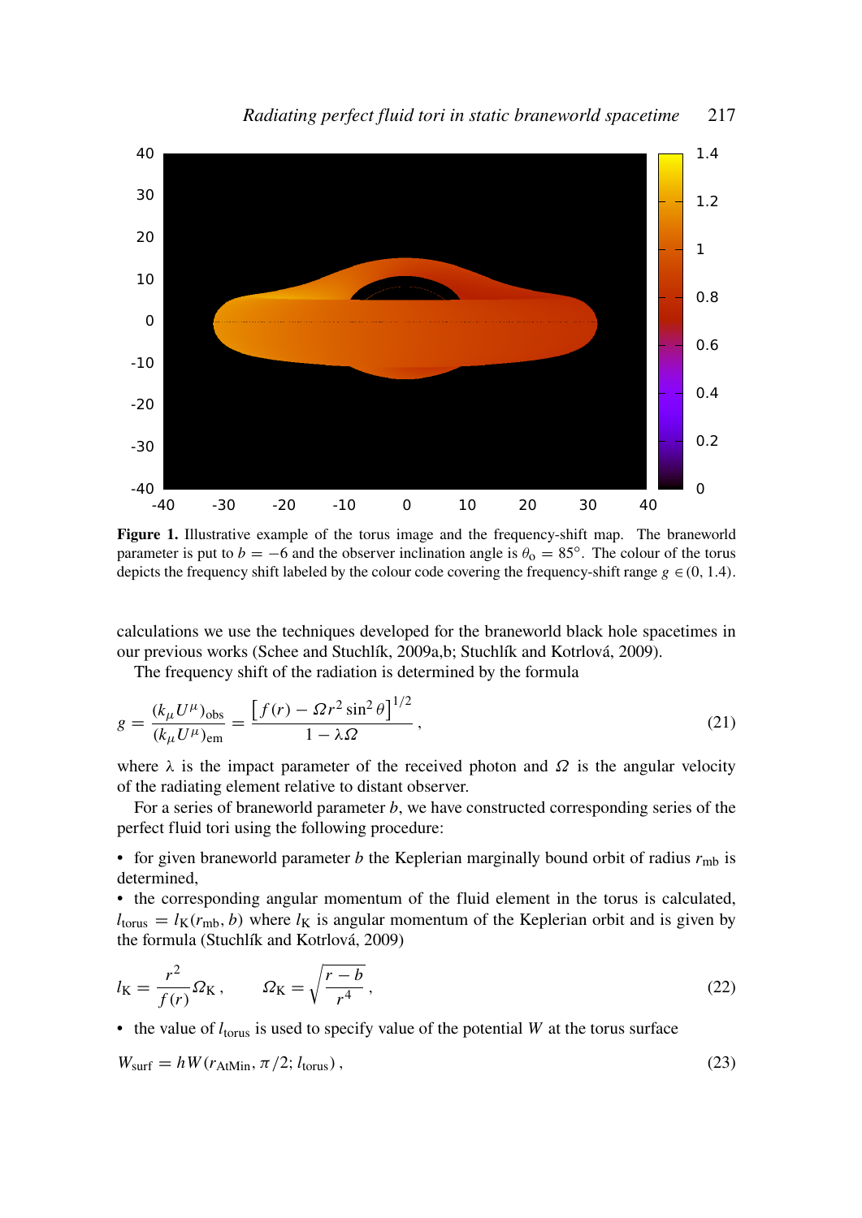**Figure 1.** Illustrative example of the torus image and the frequency-shift map. The braneworld parameter is put to $b = -6$ and the observer inclination angle is $\theta_o = 85°$. The colour of the torus depicts the frequency shift labeled by the colour code covering the frequency-shift range $g \in (0, 1.4)$.

calculations we use the techniques developed for the braneworld black hole spacetimes in our previous works (Schee and Stuchlík, 2009a,b; Stuchlík and Kotrlová, 2009).

The frequency shift of the radiation is determined by the formula

$$g = \frac{(k_\mu U^\mu)_{\mathrm{obs}}}{(k_\mu U^\mu)_{\mathrm{em}}} = \frac{\left[f(r) - \Omega r^2 \sin^2\theta\right]^{1/2}}{1 - \lambda\Omega}\,, \tag{21}$$

where $\lambda$ is the impact parameter of the received photon and $\Omega$ is the angular velocity of the radiating element relative to distant observer.

For a series of braneworld parameter $b$, we have constructed corresponding series of the perfect fluid tori using the following procedure:

- for given braneworld parameter $b$ the Keplerian marginally bound orbit of radius $r_{\mathrm{mb}}$ is determined,
- the corresponding angular momentum of the fluid element in the torus is calculated, $l_{\mathrm{torus}} = l_{\mathrm{K}}(r_{\mathrm{mb}}, b)$ where $l_{\mathrm{K}}$ is angular momentum of the Keplerian orbit and is given by the formula (Stuchlík and Kotrlová, 2009)

$$l_{\mathrm{K}} = \frac{r^2}{f(r)}\Omega_{\mathrm{K}}\,, \qquad \Omega_{\mathrm{K}} = \sqrt{\frac{r-b}{r^4}}\,, \tag{22}$$

- the value of $l_{\mathrm{torus}}$ is used to specify value of the potential $W$ at the torus surface

$$W_{\mathrm{surf}} = hW(r_{\mathrm{AtMin}}, \pi/2; l_{\mathrm{torus}})\,, \tag{23}$$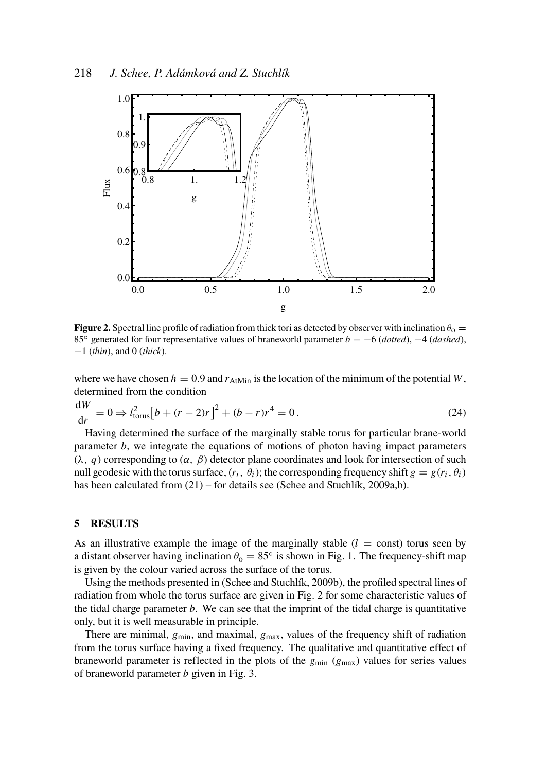**Figure 2.** Spectral line profile of radiation from thick tori as detected by observer with inclination $\theta_o = 85°$ generated for four representative values of braneworld parameter $b = -6$ (*dotted*), $-4$ (*dashed*), $-1$ (*thin*), and 0 (*thick*).

where we have chosen $h = 0.9$ and $r_{\rm AtMin}$ is the location of the minimum of the potential $W$, determined from the condition

$$\frac{\mathrm{d}W}{\mathrm{d}r} = 0 \Rightarrow l_{\rm torus}^2 \big[b + (r-2)r\big]^2 + (b - r)r^4 = 0\,. \tag{24}$$

Having determined the surface of the marginally stable torus for particular brane-world parameter $b$, we integrate the equations of motions of photon having impact parameters $(\lambda,\ q)$ corresponding to $(\alpha,\ \beta)$ detector plane coordinates and look for intersection of such null geodesic with the torus surface, $(r_i,\ \theta_i)$; the corresponding frequency shift $g = g(r_i, \theta_i)$ has been calculated from (21) – for details see (Schee and Stuchlík, 2009a,b).

## 5 RESULTS

As an illustrative example the image of the marginally stable ($l$ = const) torus seen by a distant observer having inclination $\theta_o = 85°$ is shown in Fig. 1. The frequency-shift map is given by the colour varied across the surface of the torus.

Using the methods presented in (Schee and Stuchlík, 2009b), the profiled spectral lines of radiation from whole the torus surface are given in Fig. 2 for some characteristic values of the tidal charge parameter $b$. We can see that the imprint of the tidal charge is quantitative only, but it is well measurable in principle.

There are minimal, $g_{\rm min}$, and maximal, $g_{\rm max}$, values of the frequency shift of radiation from the torus surface having a fixed frequency. The qualitative and quantitative effect of braneworld parameter is reflected in the plots of the $g_{\rm min}$ ($g_{\rm max}$) values for series values of braneworld parameter $b$ given in Fig. 3.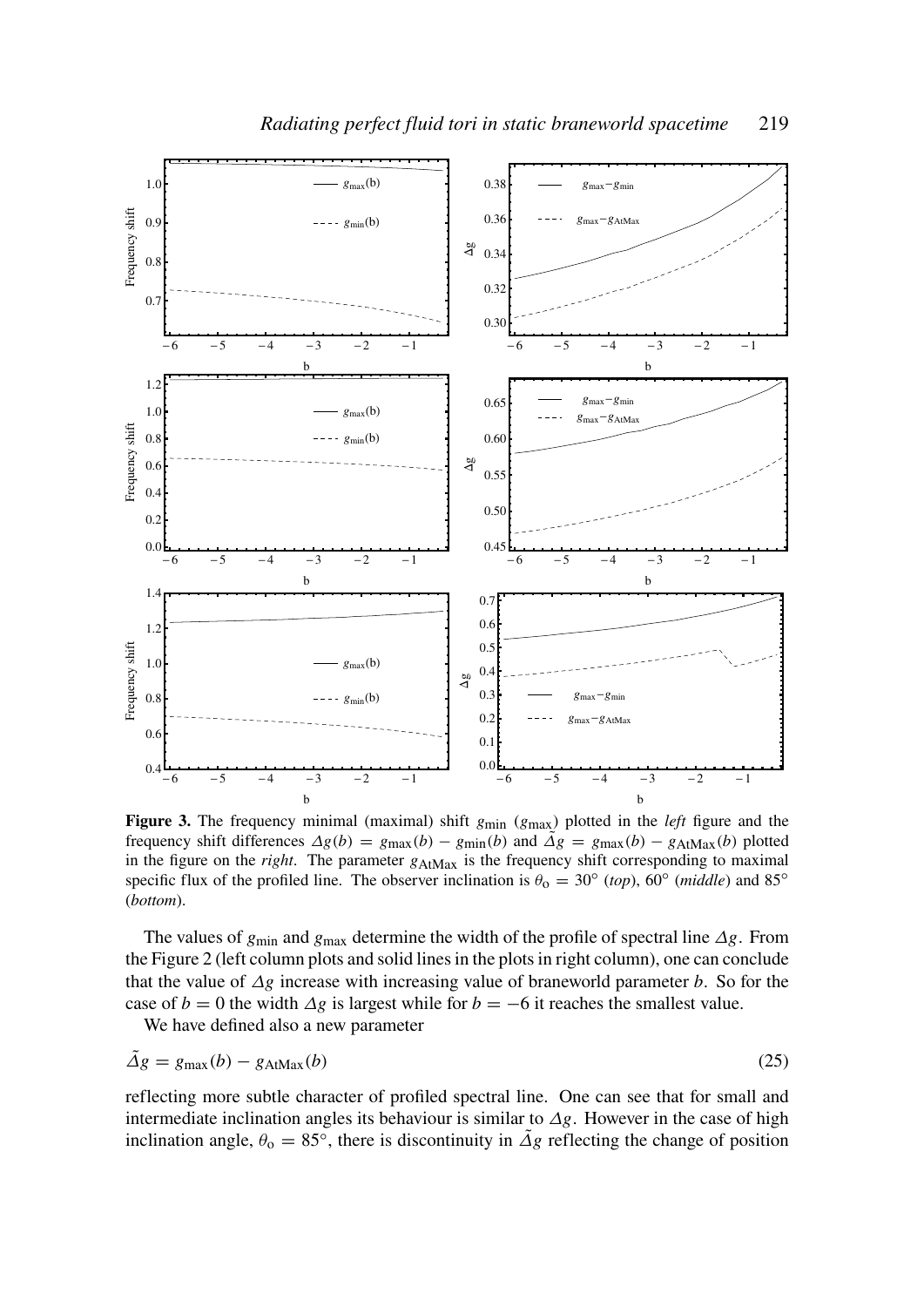**Figure 3.** The frequency minimal (maximal) shift $g_{\min}$ ($g_{\max}$) plotted in the *left* figure and the frequency shift differences $\Delta g(b) = g_{\max}(b) - g_{\min}(b)$ and $\tilde{\Delta} g = g_{\max}(b) - g_{\mathrm{AtMax}}(b)$ plotted in the figure on the *right*. The parameter $g_{\mathrm{AtMax}}$ is the frequency shift corresponding to maximal specific flux of the profiled line. The observer inclination is $\theta_{\mathrm{o}} = 30°$ (*top*), $60°$ (*middle*) and $85°$ (*bottom*).

The values of $g_{\min}$ and $g_{\max}$ determine the width of the profile of spectral line $\Delta g$. From the Figure 2 (left column plots and solid lines in the plots in right column), one can conclude that the value of $\Delta g$ increase with increasing value of braneworld parameter $b$. So for the case of $b = 0$ the width $\Delta g$ is largest while for $b = -6$ it reaches the smallest value.

We have defined also a new parameter

$$\tilde{\Delta} g = g_{\max}(b) - g_{\mathrm{AtMax}}(b) \tag{25}$$

reflecting more subtle character of profiled spectral line. One can see that for small and intermediate inclination angles its behaviour is similar to $\Delta g$. However in the case of high inclination angle, $\theta_{\mathrm{o}} = 85°$, there is discontinuity in $\tilde{\Delta} g$ reflecting the change of position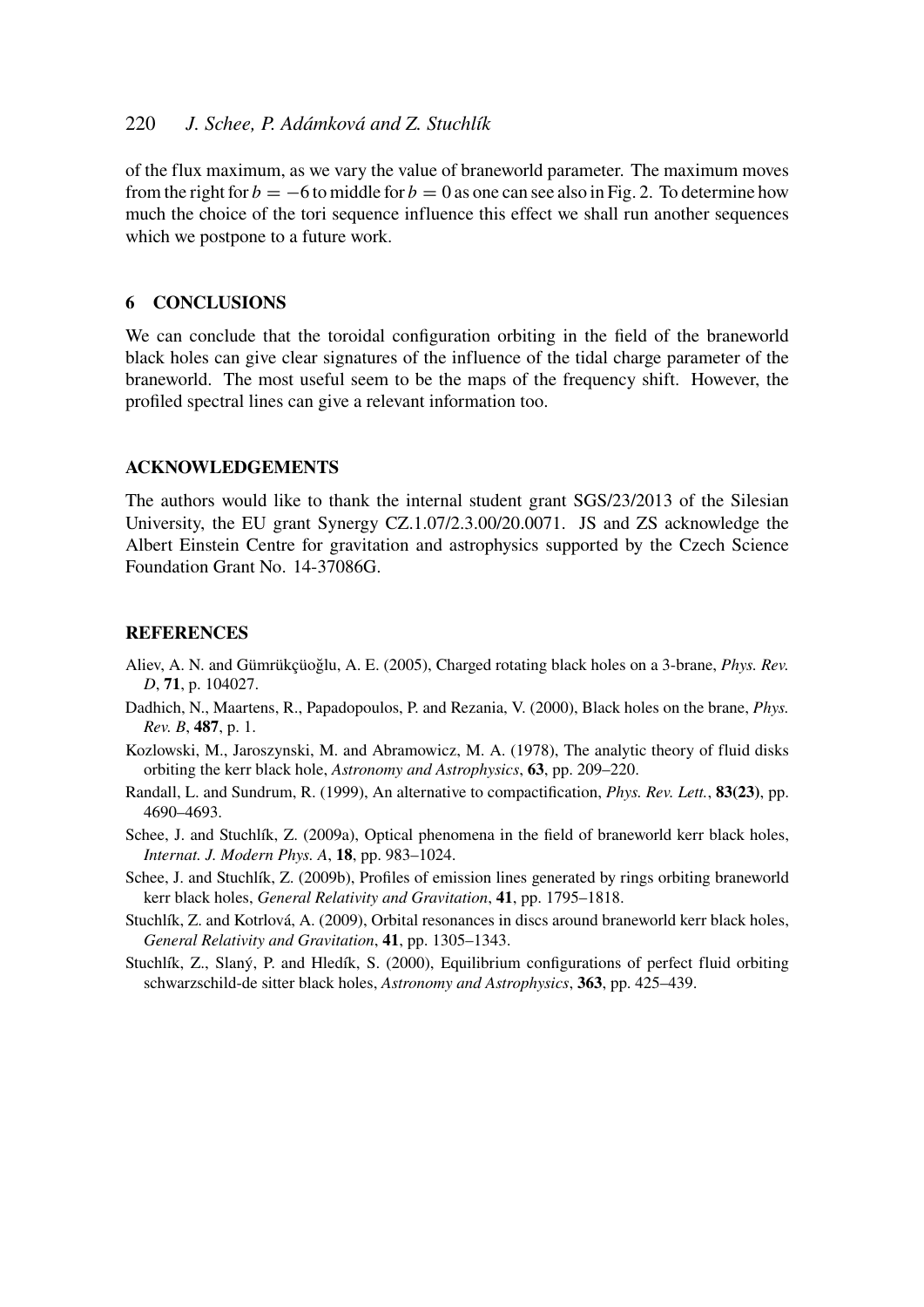of the flux maximum, as we vary the value of braneworld parameter. The maximum moves from the right for $b = -6$ to middle for $b = 0$ as one can see also in Fig. 2. To determine how much the choice of the tori sequence influence this effect we shall run another sequences which we postpone to a future work.

## 6 CONCLUSIONS

We can conclude that the toroidal configuration orbiting in the field of the braneworld black holes can give clear signatures of the influence of the tidal charge parameter of the braneworld. The most useful seem to be the maps of the frequency shift. However, the profiled spectral lines can give a relevant information too.

## ACKNOWLEDGEMENTS

The authors would like to thank the internal student grant SGS/23/2013 of the Silesian University, the EU grant Synergy CZ.1.07/2.3.00/20.0071. JS and ZS acknowledge the Albert Einstein Centre for gravitation and astrophysics supported by the Czech Science Foundation Grant No. 14-37086G.

## REFERENCES

Aliev, A. N. and Gümrükçüoğlu, A. E. (2005), Charged rotating black holes on a 3-brane, *Phys. Rev. D*, **71**, p. 104027.

Dadhich, N., Maartens, R., Papadopoulos, P. and Rezania, V. (2000), Black holes on the brane, *Phys. Rev. B*, **487**, p. 1.

Kozlowski, M., Jaroszynski, M. and Abramowicz, M. A. (1978), The analytic theory of fluid disks orbiting the kerr black hole, *Astronomy and Astrophysics*, **63**, pp. 209–220.

Randall, L. and Sundrum, R. (1999), An alternative to compactification, *Phys. Rev. Lett.*, **83(23)**, pp. 4690–4693.

Schee, J. and Stuchlík, Z. (2009a), Optical phenomena in the field of braneworld kerr black holes, *Internat. J. Modern Phys. A*, **18**, pp. 983–1024.

Schee, J. and Stuchlík, Z. (2009b), Profiles of emission lines generated by rings orbiting braneworld kerr black holes, *General Relativity and Gravitation*, **41**, pp. 1795–1818.

Stuchlík, Z. and Kotrlová, A. (2009), Orbital resonances in discs around braneworld kerr black holes, *General Relativity and Gravitation*, **41**, pp. 1305–1343.

Stuchlík, Z., Slaný, P. and Hledík, S. (2000), Equilibrium configurations of perfect fluid orbiting schwarzschild-de sitter black holes, *Astronomy and Astrophysics*, **363**, pp. 425–439.